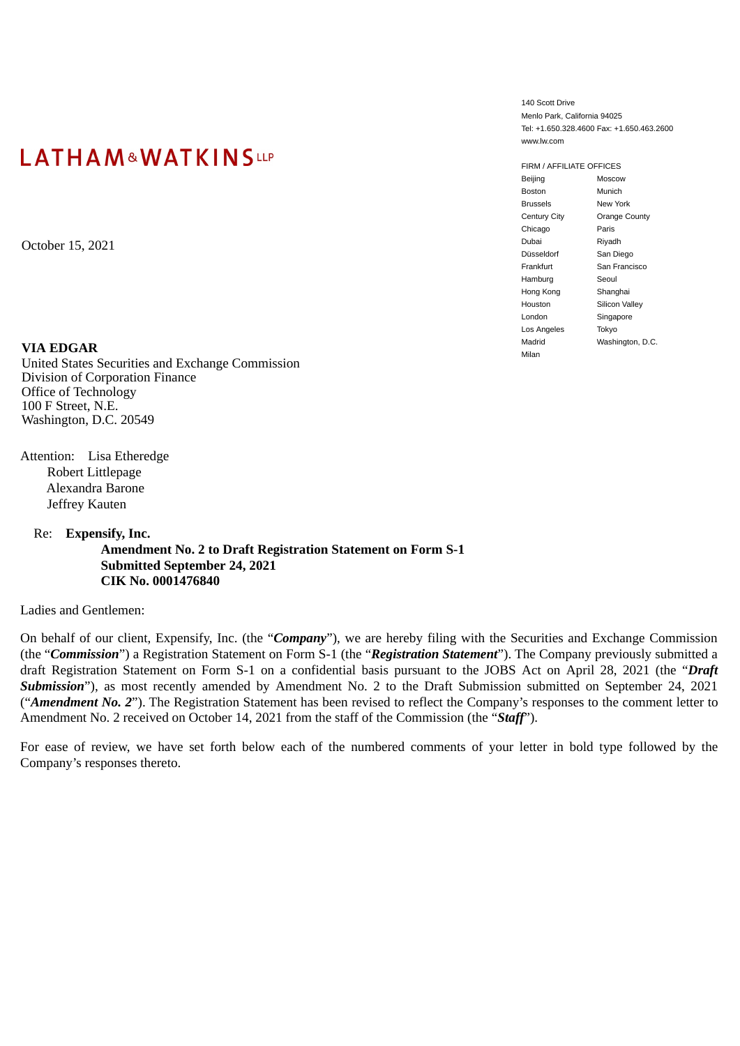LATHAM & WATKINS LLP

140 Scott Drive
Menlo Park, California 94025
Tel: +1.650.328.4600 Fax: +1.650.463.2600
www.lw.com

FIRM / AFFILIATE OFFICES

| | |
|---|---|
| Beijing | Moscow |
| Boston | Munich |
| Brussels | New York |
| Century City | Orange County |
| Chicago | Paris |
| Dubai | Riyadh |
| Düsseldorf | San Diego |
| Frankfurt | San Francisco |
| Hamburg | Seoul |
| Hong Kong | Shanghai |
| Houston | Silicon Valley |
| London | Singapore |
| Los Angeles | Tokyo |
| Madrid | Washington, D.C. |
| Milan | |

October 15, 2021

**VIA EDGAR**
United States Securities and Exchange Commission
Division of Corporation Finance
Office of Technology
100 F Street, N.E.
Washington, D.C. 20549

Attention: Lisa Etheredge
Robert Littlepage
Alexandra Barone
Jeffrey Kauten

Re: **Expensify, Inc.**
**Amendment No. 2 to Draft Registration Statement on Form S-1**
**Submitted September 24, 2021**
**CIK No. 0001476840**

Ladies and Gentlemen:

On behalf of our client, Expensify, Inc. (the "***Company***"), we are hereby filing with the Securities and Exchange Commission (the "***Commission***") a Registration Statement on Form S-1 (the "***Registration Statement***"). The Company previously submitted a draft Registration Statement on Form S-1 on a confidential basis pursuant to the JOBS Act on April 28, 2021 (the "***Draft Submission***"), as most recently amended by Amendment No. 2 to the Draft Submission submitted on September 24, 2021 ("***Amendment No. 2***"). The Registration Statement has been revised to reflect the Company's responses to the comment letter to Amendment No. 2 received on October 14, 2021 from the staff of the Commission (the "***Staff***").

For ease of review, we have set forth below each of the numbered comments of your letter in bold type followed by the Company's responses thereto.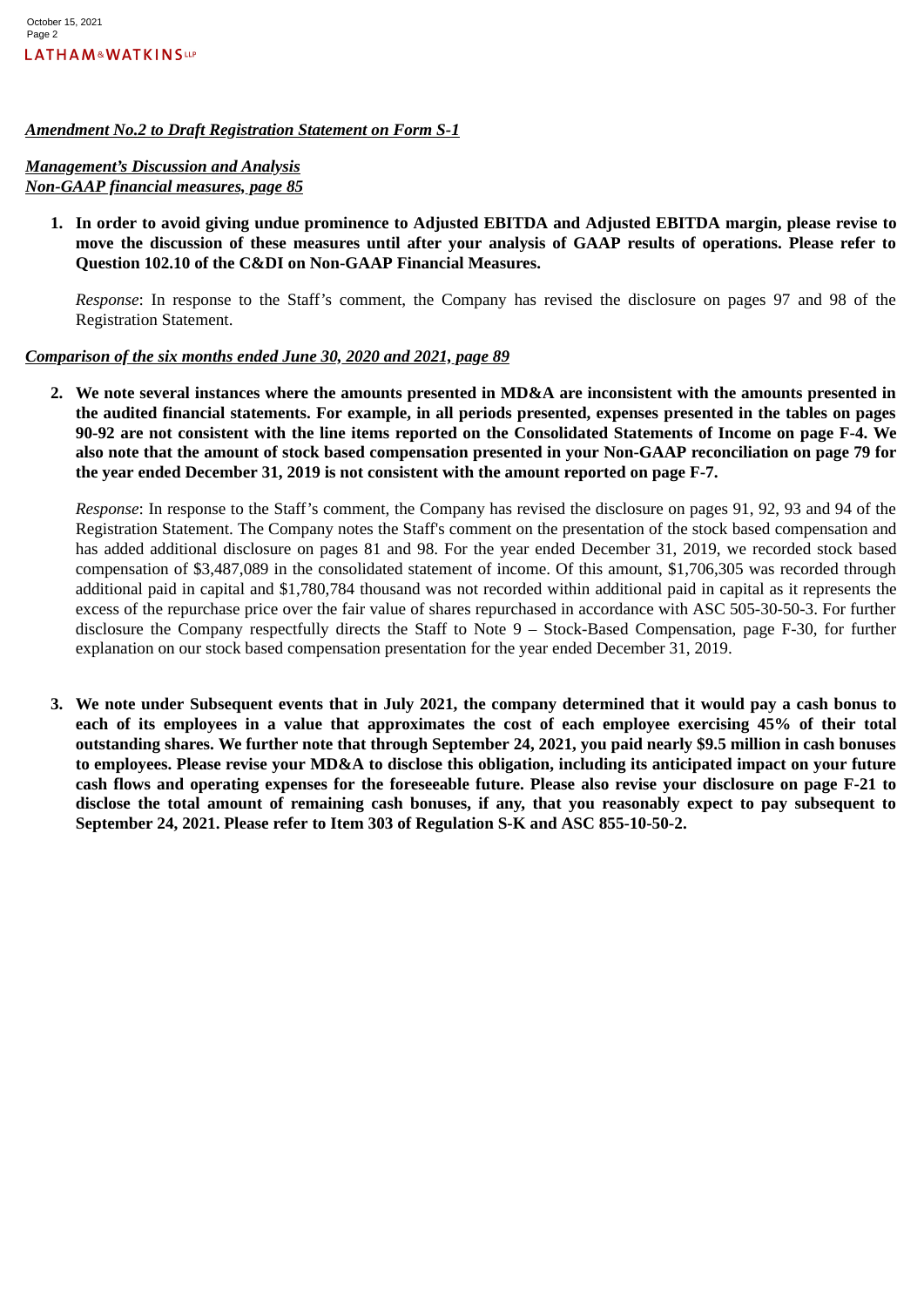***Amendment No.2 to Draft Registration Statement on Form S-1***

***Management's Discussion and Analysis***
***Non-GAAP financial measures, page 85***

1. **In order to avoid giving undue prominence to Adjusted EBITDA and Adjusted EBITDA margin, please revise to move the discussion of these measures until after your analysis of GAAP results of operations. Please refer to Question 102.10 of the C&DI on Non-GAAP Financial Measures.**

   *Response*: In response to the Staff's comment, the Company has revised the disclosure on pages 97 and 98 of the Registration Statement.

***Comparison of the six months ended June 30, 2020 and 2021, page 89***

2. **We note several instances where the amounts presented in MD&A are inconsistent with the amounts presented in the audited financial statements. For example, in all periods presented, expenses presented in the tables on pages 90-92 are not consistent with the line items reported on the Consolidated Statements of Income on page F-4. We also note that the amount of stock based compensation presented in your Non-GAAP reconciliation on page 79 for the year ended December 31, 2019 is not consistent with the amount reported on page F-7.**

   *Response*: In response to the Staff's comment, the Company has revised the disclosure on pages 91, 92, 93 and 94 of the Registration Statement. The Company notes the Staff's comment on the presentation of the stock based compensation and has added additional disclosure on pages 81 and 98. For the year ended December 31, 2019, we recorded stock based compensation of $3,487,089 in the consolidated statement of income. Of this amount, $1,706,305 was recorded through additional paid in capital and $1,780,784 thousand was not recorded within additional paid in capital as it represents the excess of the repurchase price over the fair value of shares repurchased in accordance with ASC 505-30-50-3. For further disclosure the Company respectfully directs the Staff to Note 9 – Stock-Based Compensation, page F-30, for further explanation on our stock based compensation presentation for the year ended December 31, 2019.

3. **We note under Subsequent events that in July 2021, the company determined that it would pay a cash bonus to each of its employees in a value that approximates the cost of each employee exercising 45% of their total outstanding shares. We further note that through September 24, 2021, you paid nearly $9.5 million in cash bonuses to employees. Please revise your MD&A to disclose this obligation, including its anticipated impact on your future cash flows and operating expenses for the foreseeable future. Please also revise your disclosure on page F-21 to disclose the total amount of remaining cash bonuses, if any, that you reasonably expect to pay subsequent to September 24, 2021. Please refer to Item 303 of Regulation S-K and ASC 855-10-50-2.**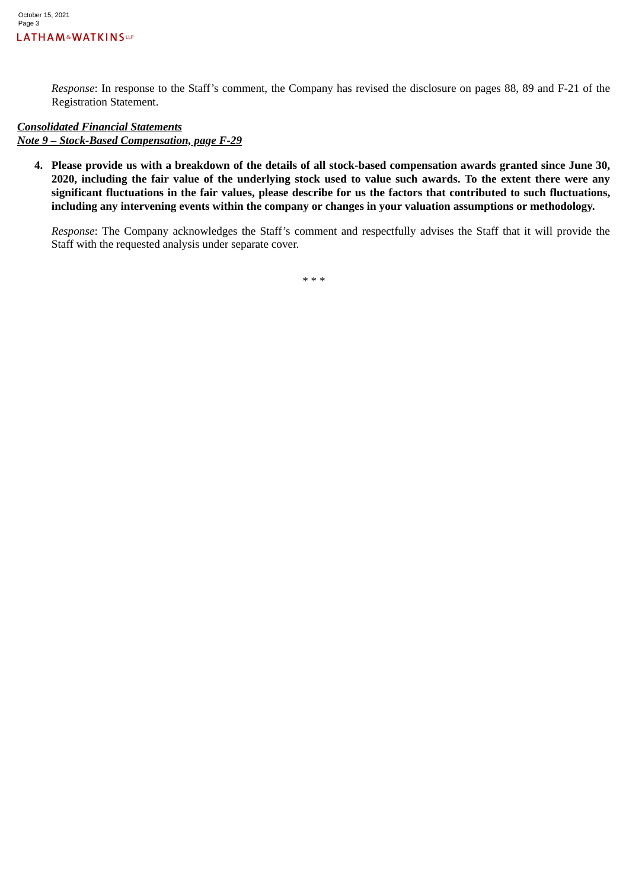*Response*: In response to the Staff's comment, the Company has revised the disclosure on pages 88, 89 and F-21 of the Registration Statement.

***<u>Consolidated Financial Statements</u>***
***<u>Note 9 – Stock-Based Compensation, page F-29</u>***

4. **Please provide us with a breakdown of the details of all stock-based compensation awards granted since June 30, 2020, including the fair value of the underlying stock used to value such awards. To the extent there were any significant fluctuations in the fair values, please describe for us the factors that contributed to such fluctuations, including any intervening events within the company or changes in your valuation assumptions or methodology.**

   *Response*: The Company acknowledges the Staff's comment and respectfully advises the Staff that it will provide the Staff with the requested analysis under separate cover.

\* \* \*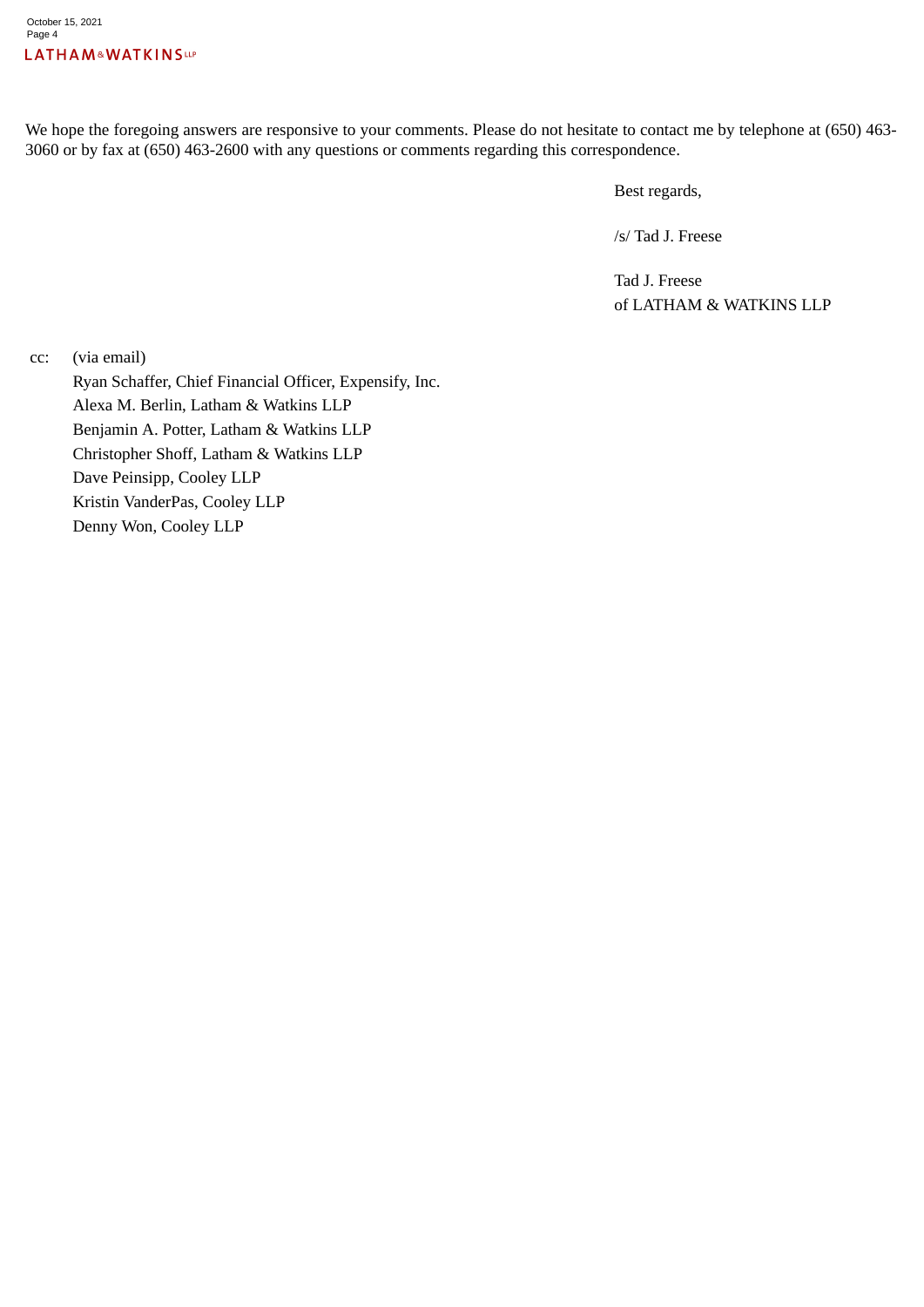We hope the foregoing answers are responsive to your comments. Please do not hesitate to contact me by telephone at (650) 463-3060 or by fax at (650) 463-2600 with any questions or comments regarding this correspondence.

Best regards,

/s/ Tad J. Freese

Tad J. Freese
of LATHAM & WATKINS LLP

cc: (via email)
Ryan Schaffer, Chief Financial Officer, Expensify, Inc.
Alexa M. Berlin, Latham & Watkins LLP
Benjamin A. Potter, Latham & Watkins LLP
Christopher Shoff, Latham & Watkins LLP
Dave Peinsipp, Cooley LLP
Kristin VanderPas, Cooley LLP
Denny Won, Cooley LLP